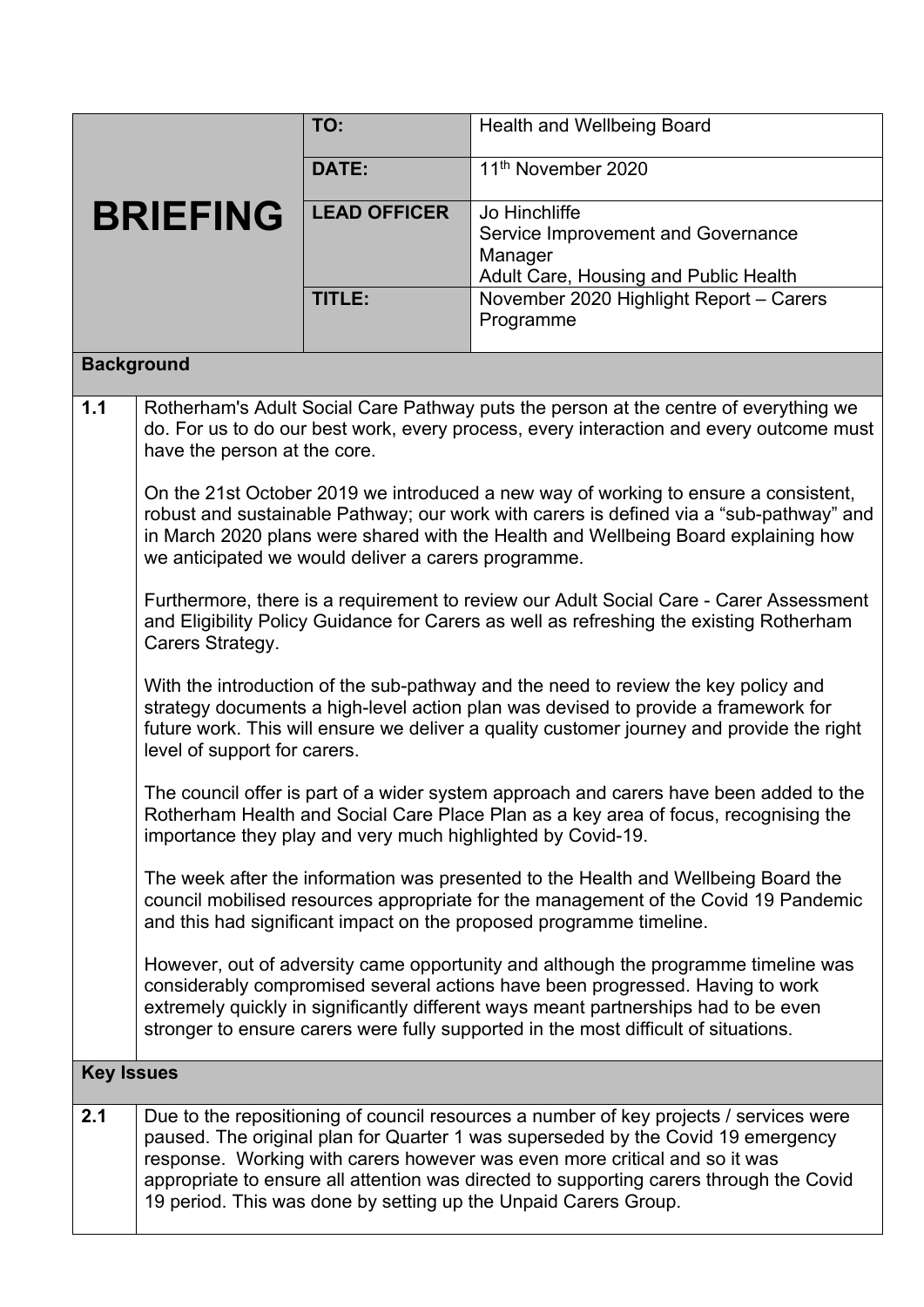| BRIEFING | | |
|---|---|---|
| | **TO:** | Health and Wellbeing Board |
| | **DATE:** | 11th November 2020 |
| | **LEAD OFFICER** | Jo Hinchliffe<br>Service Improvement and Governance Manager<br>Adult Care, Housing and Public Health |
| | **TITLE:** | November 2020 Highlight Report – Carers Programme |

## Background

**1.1** Rotherham's Adult Social Care Pathway puts the person at the centre of everything we do. For us to do our best work, every process, every interaction and every outcome must have the person at the core.

On the 21st October 2019 we introduced a new way of working to ensure a consistent, robust and sustainable Pathway; our work with carers is defined via a "sub-pathway" and in March 2020 plans were shared with the Health and Wellbeing Board explaining how we anticipated we would deliver a carers programme.

Furthermore, there is a requirement to review our Adult Social Care - Carer Assessment and Eligibility Policy Guidance for Carers as well as refreshing the existing Rotherham Carers Strategy.

With the introduction of the sub-pathway and the need to review the key policy and strategy documents a high-level action plan was devised to provide a framework for future work. This will ensure we deliver a quality customer journey and provide the right level of support for carers.

The council offer is part of a wider system approach and carers have been added to the Rotherham Health and Social Care Place Plan as a key area of focus, recognising the importance they play and very much highlighted by Covid-19.

The week after the information was presented to the Health and Wellbeing Board the council mobilised resources appropriate for the management of the Covid 19 Pandemic and this had significant impact on the proposed programme timeline.

However, out of adversity came opportunity and although the programme timeline was considerably compromised several actions have been progressed. Having to work extremely quickly in significantly different ways meant partnerships had to be even stronger to ensure carers were fully supported in the most difficult of situations.

## Key Issues

**2.1** Due to the repositioning of council resources a number of key projects / services were paused. The original plan for Quarter 1 was superseded by the Covid 19 emergency response. Working with carers however was even more critical and so it was appropriate to ensure all attention was directed to supporting carers through the Covid 19 period. This was done by setting up the Unpaid Carers Group.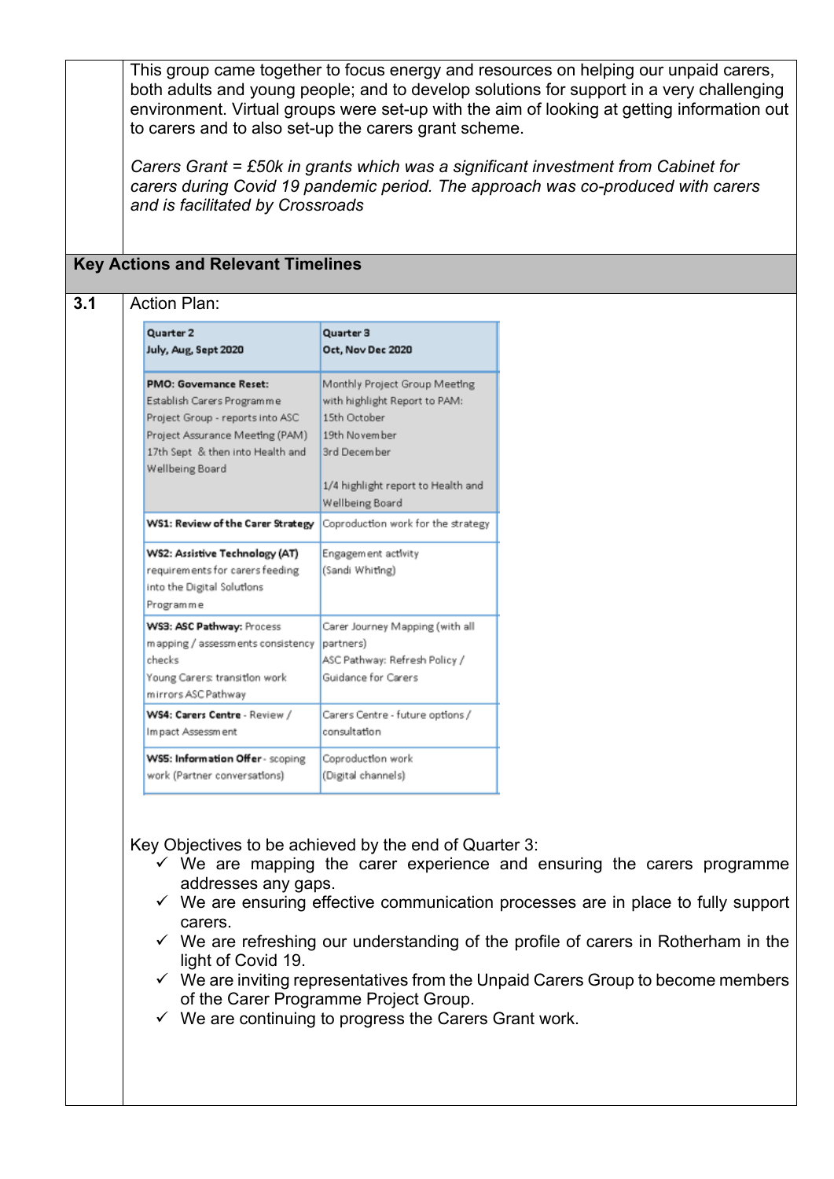This group came together to focus energy and resources on helping our unpaid carers, both adults and young people; and to develop solutions for support in a very challenging environment. Virtual groups were set-up with the aim of looking at getting information out to carers and to also set-up the carers grant scheme.

*Carers Grant = £50k in grants which was a significant investment from Cabinet for carers during Covid 19 pandemic period. The approach was co-produced with carers and is facilitated by Crossroads*

## Key Actions and Relevant Timelines

**3.1** Action Plan:

| Quarter 2<br>July, Aug, Sept 2020 | Quarter 3<br>Oct, Nov Dec 2020 |
|---|---|
| **PMO: Governance Reset:**<br>Establish Carers Programme Project Group - reports into ASC Project Assurance Meeting (PAM) 17th Sept & then into Health and Wellbeing Board | Monthly Project Group Meeting with highlight Report to PAM:<br>15th October<br>19th November<br>3rd December<br><br>1/4 highlight report to Health and Wellbeing Board |
| **WS1: Review of the Carer Strategy** | Coproduction work for the strategy |
| **WS2: Assistive Technology (AT)** requirements for carers feeding into the Digital Solutions Programme | Engagement activity (Sandi Whiting) |
| **WS3: ASC Pathway:** Process mapping / assessments consistency checks<br>Young Carers: transition work mirrors ASC Pathway | Carer Journey Mapping (with all partners)<br>ASC Pathway: Refresh Policy / Guidance for Carers |
| **WS4: Carers Centre** - Review / Impact Assessment | Carers Centre - future options / consultation |
| **WS5: Information Offer** - scoping work (Partner conversations) | Coproduction work (Digital channels) |

Key Objectives to be achieved by the end of Quarter 3:

- ✓ We are mapping the carer experience and ensuring the carers programme addresses any gaps.
- ✓ We are ensuring effective communication processes are in place to fully support carers.
- ✓ We are refreshing our understanding of the profile of carers in Rotherham in the light of Covid 19.
- ✓ We are inviting representatives from the Unpaid Carers Group to become members of the Carer Programme Project Group.
- ✓ We are continuing to progress the Carers Grant work.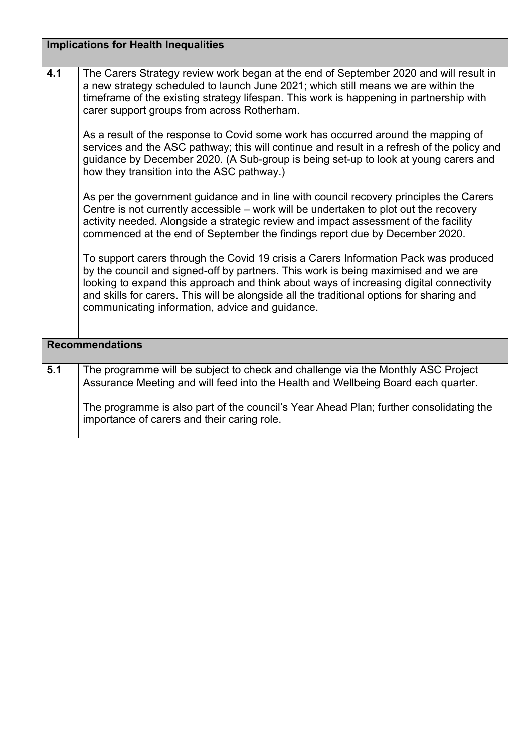| Implications for Health Inequalities | |
|---|---|
| 4.1 | The Carers Strategy review work began at the end of September 2020 and will result in a new strategy scheduled to launch June 2021; which still means we are within the timeframe of the existing strategy lifespan. This work is happening in partnership with carer support groups from across Rotherham.<br><br>As a result of the response to Covid some work has occurred around the mapping of services and the ASC pathway; this will continue and result in a refresh of the policy and guidance by December 2020. (A Sub-group is being set-up to look at young carers and how they transition into the ASC pathway.)<br><br>As per the government guidance and in line with council recovery principles the Carers Centre is not currently accessible – work will be undertaken to plot out the recovery activity needed. Alongside a strategic review and impact assessment of the facility commenced at the end of September the findings report due by December 2020.<br><br>To support carers through the Covid 19 crisis a Carers Information Pack was produced by the council and signed-off by partners. This work is being maximised and we are looking to expand this approach and think about ways of increasing digital connectivity and skills for carers. This will be alongside all the traditional options for sharing and communicating information, advice and guidance. |

| Recommendations | |
|---|---|
| 5.1 | The programme will be subject to check and challenge via the Monthly ASC Project Assurance Meeting and will feed into the Health and Wellbeing Board each quarter.<br><br>The programme is also part of the council's Year Ahead Plan; further consolidating the importance of carers and their caring role. |